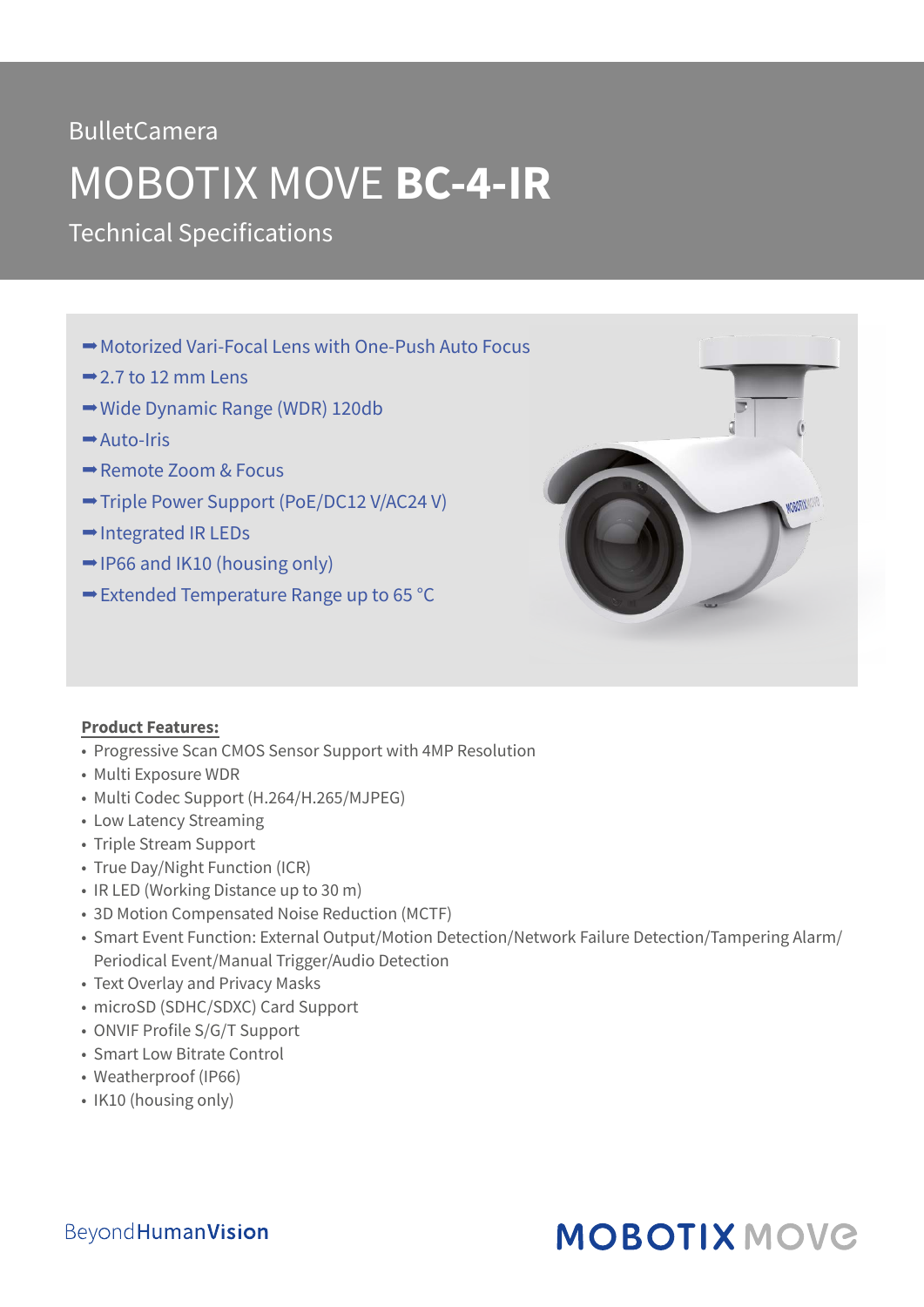BulletCamera

# MOBOTIX MOVE **BC-4-IR**

Technical Specifications

- ➡Motorized Vari-Focal Lens with One-Push Auto Focus
- ➡2.7 to 12 mm Lens
- ➡Wide Dynamic Range (WDR) 120db
- ➡Auto-Iris
- ➡Remote Zoom & Focus
- ➡Triple Power Support (PoE/DC12 V/AC24 V)
- ➡Integrated IR LEDs
- ➡IP66 and IK10 (housing only)
- ➡Extended Temperature Range up to 65 °C

**Product Features:**

- Progressive Scan CMOS Sensor Support with 4MP Resolution
- Multi Exposure WDR
- Multi Codec Support (H.264/H.265/MJPEG)
- Low Latency Streaming
- Triple Stream Support
- True Day/Night Function (ICR)
- IR LED (Working Distance up to 30 m)
- 3D Motion Compensated Noise Reduction (MCTF)
- Smart Event Function: External Output/Motion Detection/Network Failure Detection/Tampering Alarm/Periodical Event/Manual Trigger/Audio Detection
- Text Overlay and Privacy Masks
- microSD (SDHC/SDXC) Card Support
- ONVIF Profile S/G/T Support
- Smart Low Bitrate Control
- Weatherproof (IP66)
- IK10 (housing only)

BeyondHumanVision

MOBOTIX MOVE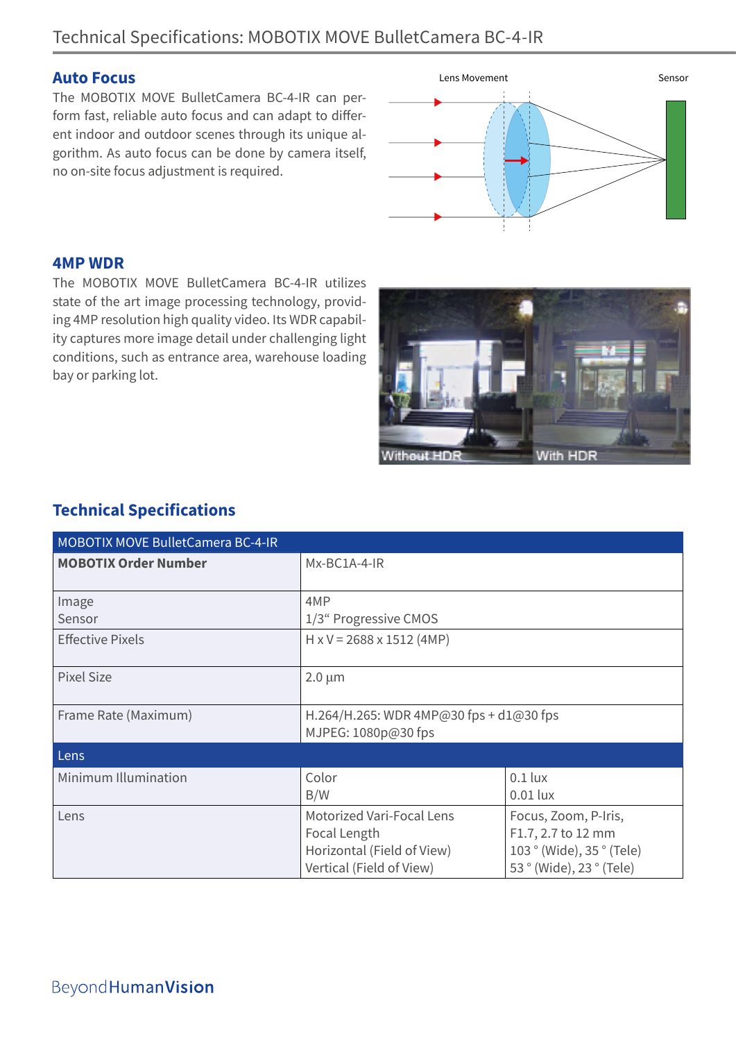# Technical Specifications: MOBOTIX MOVE BulletCamera BC-4-IR

## Auto Focus

The MOBOTIX MOVE BulletCamera BC-4-IR can perform fast, reliable auto focus and can adapt to different indoor and outdoor scenes through its unique algorithm. As auto focus can be done by camera itself, no on-site focus adjustment is required.

Lens Movement

Sensor

## 4MP WDR

The MOBOTIX MOVE BulletCamera BC-4-IR utilizes state of the art image processing technology, providing 4MP resolution high quality video. Its WDR capability captures more image detail under challenging light conditions, such as entrance area, warehouse loading bay or parking lot.

Without HDR

With HDR

## Technical Specifications

| MOBOTIX MOVE BulletCamera BC-4-IR | | |
|---|---|---|
| **MOBOTIX Order Number** | Mx-BC1A-4-IR | |
| Image Sensor | 4MP<br>1/3“ Progressive CMOS | |
| Effective Pixels | H x V = 2688 x 1512 (4MP) | |
| Pixel Size | 2.0 µm | |
| Frame Rate (Maximum) | H.264/H.265: WDR 4MP@30 fps + d1@30 fps<br>MJPEG: 1080p@30 fps | |
| **Lens** | | |
| Minimum Illumination | Color<br>B/W | 0.1 lux<br>0.01 lux |
| Lens | Motorized Vari-Focal Lens<br>Focal Length<br>Horizontal (Field of View)<br>Vertical (Field of View) | Focus, Zoom, P-Iris,<br>F1.7, 2.7 to 12 mm<br>103 ° (Wide), 35 ° (Tele)<br>53 ° (Wide), 23 ° (Tele) |

BeyondHumanVision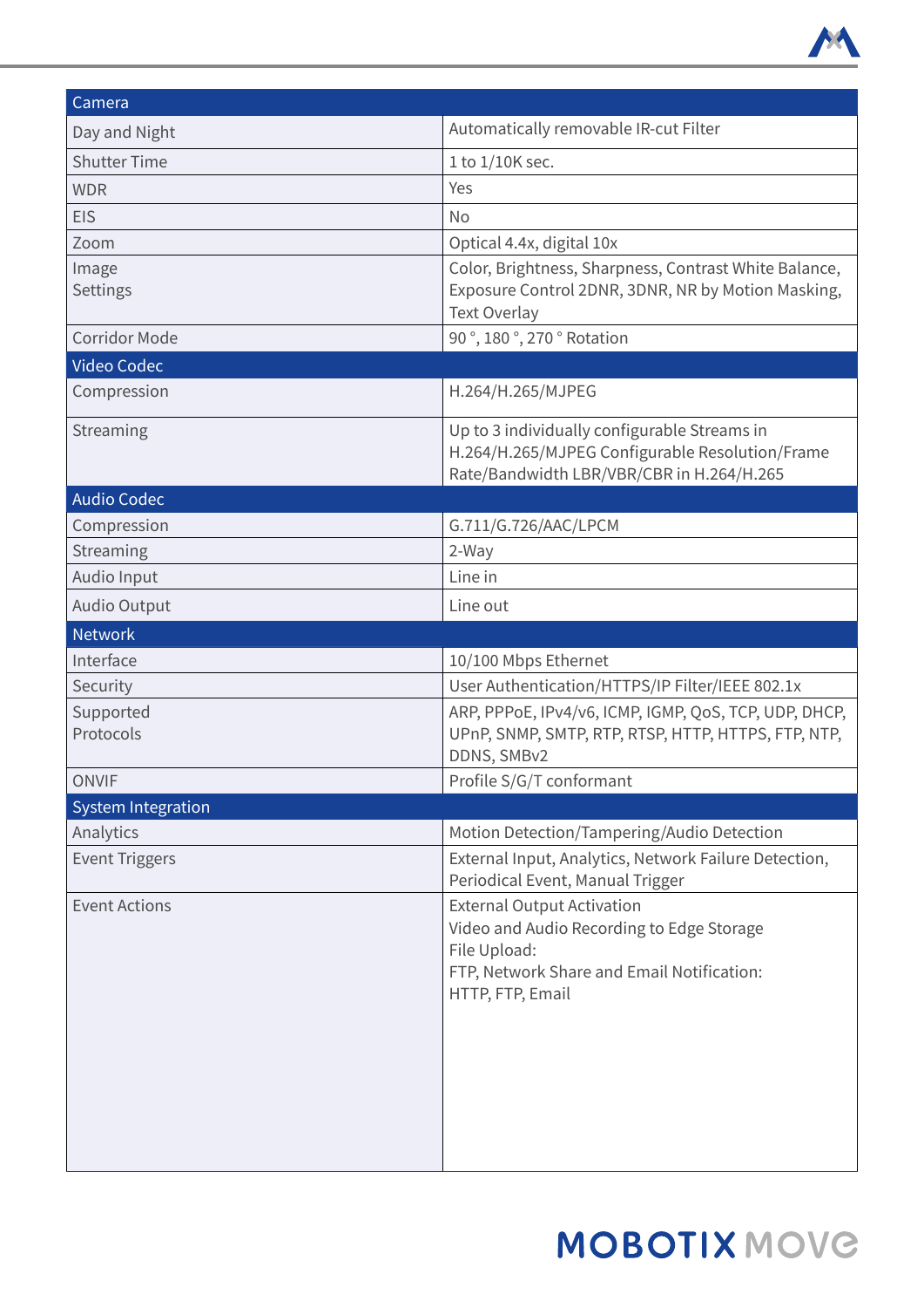| | |
|---|---|
| **Camera** | |
| Day and Night | Automatically removable IR-cut Filter |
| Shutter Time | 1 to 1/10K sec. |
| WDR | Yes |
| EIS | No |
| Zoom | Optical 4.4x, digital 10x |
| Image Settings | Color, Brightness, Sharpness, Contrast White Balance, Exposure Control 2DNR, 3DNR, NR by Motion Masking, Text Overlay |
| Corridor Mode | 90 °, 180 °, 270 ° Rotation |
| **Video Codec** | |
| Compression | H.264/H.265/MJPEG |
| Streaming | Up to 3 individually configurable Streams in H.264/H.265/MJPEG Configurable Resolution/Frame Rate/Bandwidth LBR/VBR/CBR in H.264/H.265 |
| **Audio Codec** | |
| Compression | G.711/G.726/AAC/LPCM |
| Streaming | 2-Way |
| Audio Input | Line in |
| Audio Output | Line out |
| **Network** | |
| Interface | 10/100 Mbps Ethernet |
| Security | User Authentication/HTTPS/IP Filter/IEEE 802.1x |
| Supported Protocols | ARP, PPPoE, IPv4/v6, ICMP, IGMP, QoS, TCP, UDP, DHCP, UPnP, SNMP, SMTP, RTP, RTSP, HTTP, HTTPS, FTP, NTP, DDNS, SMBv2 |
| ONVIF | Profile S/G/T conformant |
| **System Integration** | |
| Analytics | Motion Detection/Tampering/Audio Detection |
| Event Triggers | External Input, Analytics, Network Failure Detection, Periodical Event, Manual Trigger |
| Event Actions | External Output Activation<br>Video and Audio Recording to Edge Storage<br>File Upload:<br>FTP, Network Share and Email Notification:<br>HTTP, FTP, Email |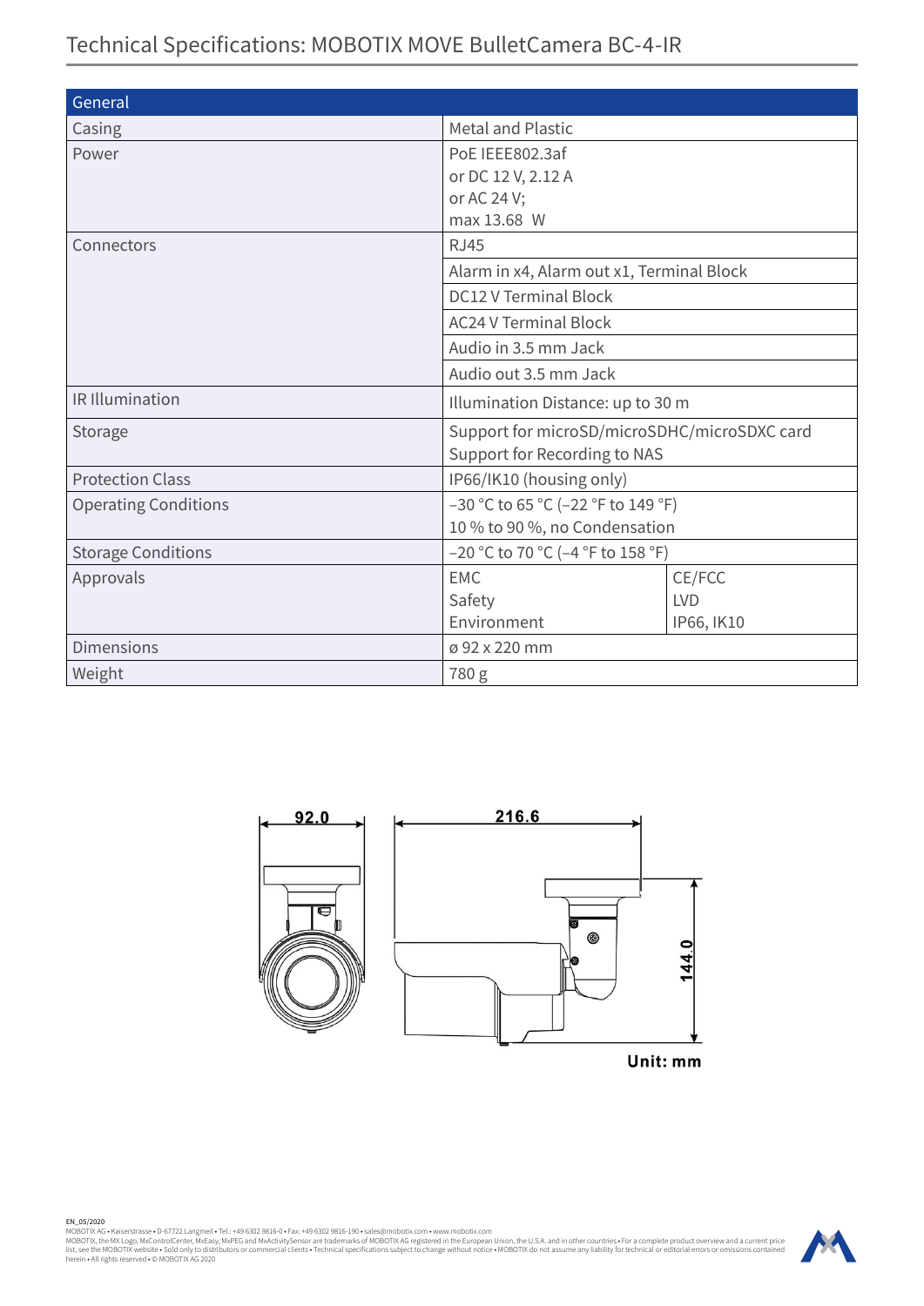# Technical Specifications: MOBOTIX MOVE BulletCamera BC-4-IR

| General | | |
|---|---|---|
| Casing | Metal and Plastic | |
| Power | PoE IEEE802.3af<br>or DC 12 V, 2.12 A<br>or AC 24 V;<br>max 13.68 W | |
| Connectors | RJ45 | |
| | Alarm in x4, Alarm out x1, Terminal Block | |
| | DC12 V Terminal Block | |
| | AC24 V Terminal Block | |
| | Audio in 3.5 mm Jack | |
| | Audio out 3.5 mm Jack | |
| IR Illumination | Illumination Distance: up to 30 m | |
| Storage | Support for microSD/microSDHC/microSDXC card<br>Support for Recording to NAS | |
| Protection Class | IP66/IK10 (housing only) | |
| Operating Conditions | −30 °C to 65 °C (−22 °F to 149 °F)<br>10 % to 90 %, no Condensation | |
| Storage Conditions | −20 °C to 70 °C (−4 °F to 158 °F) | |
| Approvals | EMC<br>Safety<br>Environment | CE/FCC<br>LVD<br>IP66, IK10 |
| Dimensions | ø 92 x 220 mm | |
| Weight | 780 g | |

92.0

216.6

144.0

Unit: mm

EN_05/2020

MOBOTIX AG • Kaiserstrasse • D-67722 Langmeil • Tel.: +49 6302 9816-0 • Fax: +49 6302 9816-190 • sales@mobotix.com • www.mobotix.com

MOBOTIX, the MX Logo, MxControlCenter, MxEasy, MxPEG and MxActivitySensor are trademarks of MOBOTIX AG registered in the European Union, the U.S.A. and in other countries • For a complete product overview and a current price list, see the MOBOTIX website • Sold only to distributors or commercial clients • Technical specifications subject to change without notice • MOBOTIX do not assume any liability for technical or editorial errors or omissions contained herein • All rights reserved • © MOBOTIX AG 2020